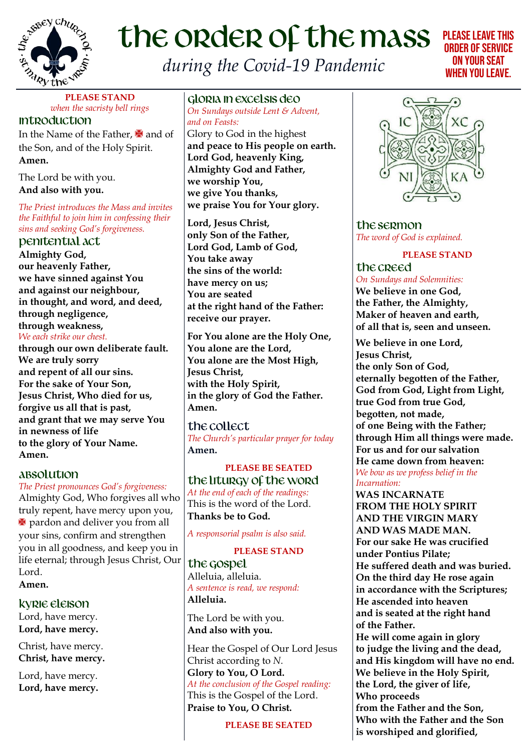# the order of the mass

*during the Covid-19 Pandemic*

**PLEASE LEAVE THIS ORDER OF SERVICE ON YOUR SEAT WHEN YOU LEAVE.**

**PLEASE STAND**
*when the sacristy bell rings*

## introduction

In the Name of the Father, ✠ and of the Son, and of the Holy Spirit.
**Amen.**

The Lord be with you.
**And also with you.**

*The Priest introduces the Mass and invites the Faithful to join him in confessing their sins and seeking God's forgiveness.*

## penitential act

**Almighty God,**
**our heavenly Father,**
**we have sinned against You**
**and against our neighbour,**
**in thought, and word, and deed,**
**through negligence,**
**through weakness,**
*We each strike our chest.*
**through our own deliberate fault.**
**We are truly sorry**
**and repent of all our sins.**
**For the sake of Your Son,**
**Jesus Christ, Who died for us,**
**forgive us all that is past,**
**and grant that we may serve You**
**in newness of life**
**to the glory of Your Name.**
**Amen.**

## absolution

*The Priest pronounces God's forgiveness:*
Almighty God, Who forgives all who truly repent, have mercy upon you, ✠ pardon and deliver you from all your sins, confirm and strengthen you in all goodness, and keep you in life eternal; through Jesus Christ, Our Lord.
**Amen.**

## kyrie eleison

Lord, have mercy.
**Lord, have mercy.**

Christ, have mercy.
**Christ, have mercy.**

Lord, have mercy.
**Lord, have mercy.**

## gloria in excelsis deo

*On Sundays outside Lent & Advent, and on Feasts:*
Glory to God in the highest
**and peace to His people on earth.**
**Lord God, heavenly King,**
**Almighty God and Father,**
**we worship You,**
**we give You thanks,**
**we praise You for Your glory.**

**Lord, Jesus Christ,**
**only Son of the Father,**
**Lord God, Lamb of God,**
**You take away**
**the sins of the world:**
**have mercy on us;**
**You are seated**
**at the right hand of the Father:**
**receive our prayer.**

**For You alone are the Holy One,**
**You alone are the Lord,**
**You alone are the Most High,**
**Jesus Christ,**
**with the Holy Spirit,**
**in the glory of God the Father.**
**Amen.**

## the collect

*The Church's particular prayer for today*
**Amen.**

**PLEASE BE SEATED**

## the liturgy of the word

*At the end of each of the readings:*
This is the word of the Lord.
**Thanks be to God.**

*A responsorial psalm is also said.*

**PLEASE STAND**

## the gospel

Alleluia, alleluia.
*A sentence is read, we respond:*
**Alleluia.**

The Lord be with you.
**And also with you.**

Hear the Gospel of Our Lord Jesus Christ according to *N.*
**Glory to You, O Lord.**
*At the conclusion of the Gospel reading:*
This is the Gospel of the Lord.
**Praise to You, O Christ.**

**PLEASE BE SEATED**

## the sermon

*The word of God is explained.*

**PLEASE STAND**

## the creed

*On Sundays and Solemnities:*
**We believe in one God,**
**the Father, the Almighty,**
**Maker of heaven and earth,**
**of all that is, seen and unseen.**

**We believe in one Lord,**
**Jesus Christ,**
**the only Son of God,**
**eternally begotten of the Father,**
**God from God, Light from Light,**
**true God from true God,**
**begotten, not made,**
**of one Being with the Father;**
**through Him all things were made.**
**For us and for our salvation**
**He came down from heaven:**
*We bow as we profess belief in the Incarnation:*
**WAS INCARNATE**
**FROM THE HOLY SPIRIT**
**AND THE VIRGIN MARY**
**AND WAS MADE MAN.**
**For our sake He was crucified**
**under Pontius Pilate;**
**He suffered death and was buried.**
**On the third day He rose again**
**in accordance with the Scriptures;**
**He ascended into heaven**
**and is seated at the right hand**
**of the Father.**
**He will come again in glory**
**to judge the living and the dead,**
**and His kingdom will have no end.**
**We believe in the Holy Spirit,**
**the Lord, the giver of life,**
**Who proceeds**
**from the Father and the Son,**
**Who with the Father and the Son**
**is worshiped and glorified,**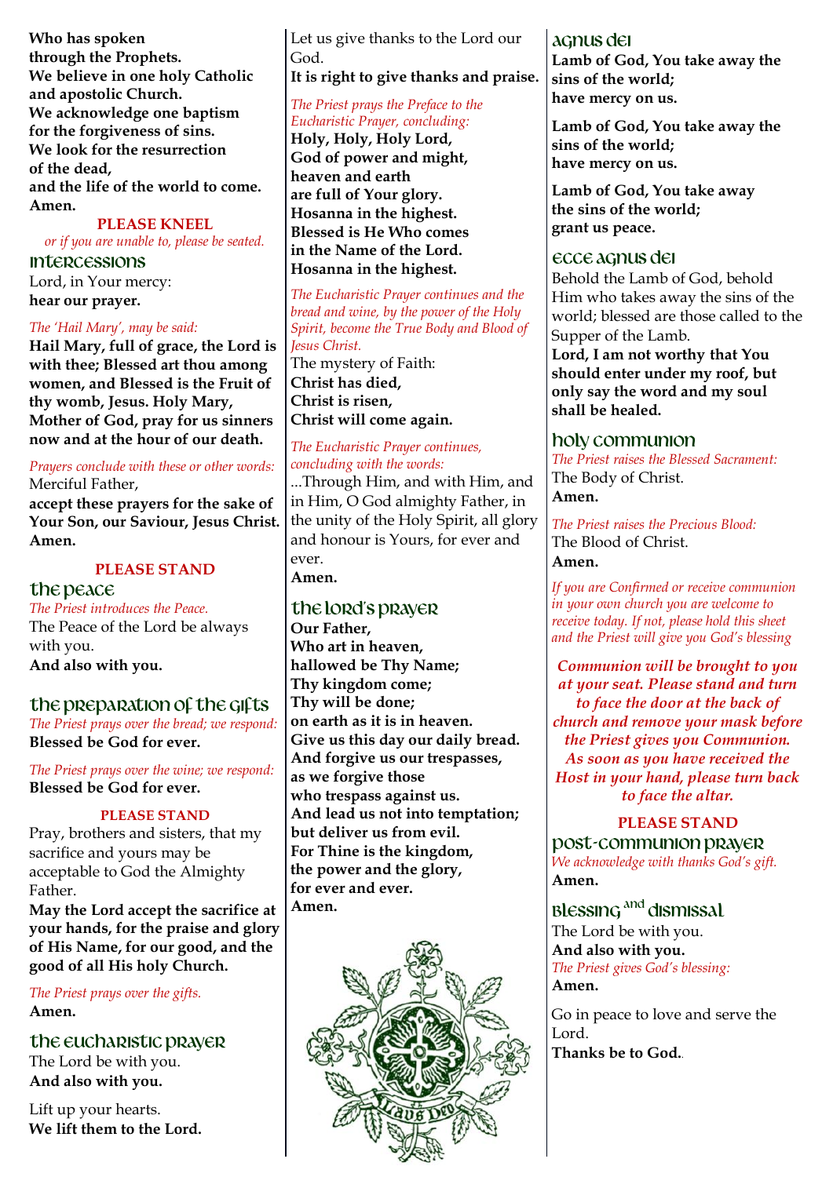**Who has spoken**
**through the Prophets.**
**We believe in one holy Catholic and apostolic Church.**
**We acknowledge one baptism for the forgiveness of sins.**
**We look for the resurrection of the dead,**
**and the life of the world to come.**
**Amen.**

**PLEASE KNEEL**

*or if you are unable to, please be seated.*

## Intercessions

Lord, in Your mercy:
**hear our prayer.**

*The 'Hail Mary', may be said:*

**Hail Mary, full of grace, the Lord is with thee; Blessed art thou among women, and Blessed is the Fruit of thy womb, Jesus. Holy Mary, Mother of God, pray for us sinners now and at the hour of our death.**

*Prayers conclude with these or other words:*

Merciful Father,
**accept these prayers for the sake of Your Son, our Saviour, Jesus Christ. Amen.**

**PLEASE STAND**

## The Peace

*The Priest introduces the Peace.*

The Peace of the Lord be always with you.
**And also with you.**

## The Preparation of the Gifts

*The Priest prays over the bread; we respond:*

**Blessed be God for ever.**

*The Priest prays over the wine; we respond:*

**Blessed be God for ever.**

**PLEASE STAND**

Pray, brothers and sisters, that my sacrifice and yours may be acceptable to God the Almighty Father.
**May the Lord accept the sacrifice at your hands, for the praise and glory of His Name, for our good, and the good of all His holy Church.**

*The Priest prays over the gifts.*

**Amen.**

## The Eucharistic Prayer

The Lord be with you.
**And also with you.**

Lift up your hearts.
**We lift them to the Lord.**

Let us give thanks to the Lord our God.
**It is right to give thanks and praise.**

*The Priest prays the Preface to the Eucharistic Prayer, concluding:*

**Holy, Holy, Holy Lord,**
**God of power and might,**
**heaven and earth**
**are full of Your glory.**
**Hosanna in the highest.**
**Blessed is He Who comes**
**in the Name of the Lord.**
**Hosanna in the highest.**

*The Eucharistic Prayer continues and the bread and wine, by the power of the Holy Spirit, become the True Body and Blood of Jesus Christ.*

The mystery of Faith:
**Christ has died,**
**Christ is risen,**
**Christ will come again.**

*The Eucharistic Prayer continues, concluding with the words:*

...Through Him, and with Him, and in Him, O God almighty Father, in the unity of the Holy Spirit, all glory and honour is Yours, for ever and ever.
**Amen.**

## The Lord's Prayer

**Our Father,**
**Who art in heaven,**
**hallowed be Thy Name;**
**Thy kingdom come;**
**Thy will be done;**
**on earth as it is in heaven.**
**Give us this day our daily bread.**
**And forgive us our trespasses,**
**as we forgive those**
**who trespass against us.**
**And lead us not into temptation;**
**but deliver us from evil.**
**For Thine is the kingdom,**
**the power and the glory,**
**for ever and ever.**
**Amen.**

LAUS DEO

## Agnus Dei

**Lamb of God, You take away the sins of the world;**
**have mercy on us.**

**Lamb of God, You take away the sins of the world;**
**have mercy on us.**

**Lamb of God, You take away the sins of the world;**
**grant us peace.**

## Ecce Agnus Dei

Behold the Lamb of God, behold Him who takes away the sins of the world; blessed are those called to the Supper of the Lamb.
**Lord, I am not worthy that You should enter under my roof, but only say the word and my soul shall be healed.**

## Holy Communion

*The Priest raises the Blessed Sacrament:*

The Body of Christ.
**Amen.**

*The Priest raises the Precious Blood:*

The Blood of Christ.
**Amen.**

*If you are Confirmed or receive communion in your own church you are welcome to receive today. If not, please hold this sheet and the Priest will give you God's blessing*

***Communion will be brought to you at your seat. Please stand and turn to face the door at the back of church and remove your mask before the Priest gives you Communion. As soon as you have received the Host in your hand, please turn back to face the altar.***

**PLEASE STAND**

## Post-Communion Prayer

*We acknowledge with thanks God's gift.*

**Amen.**

## Blessing and Dismissal

The Lord be with you.
**And also with you.**

*The Priest gives God's blessing:*

**Amen.**

Go in peace to love and serve the Lord.
**Thanks be to God.**